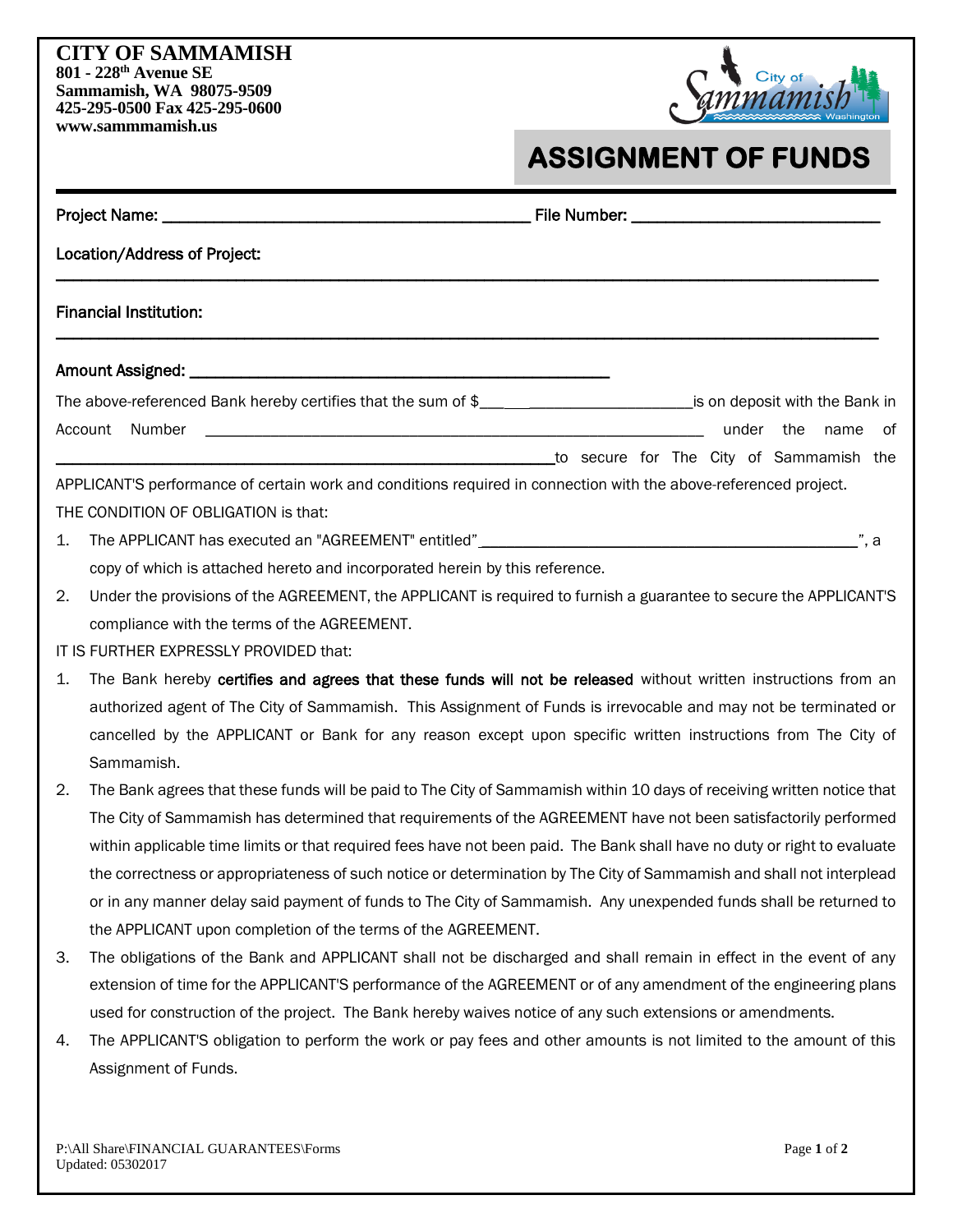**CITY OF SAMMAMISH**
**801 - 228th Avenue SE**
**Sammamish, WA 98075-9509**
**425-295-0500 Fax 425-295-0600**
**www.sammmamish.us**

# ASSIGNMENT OF FUNDS

Project Name: ____________________________________________ File Number: ____________________________

Location/Address of Project:

______________________________________________________________________________________________

Financial Institution:

______________________________________________________________________________________________

Amount Assigned: ________________________________________________

The above-referenced Bank hereby certifies that the sum of $_______________________________is on deposit with the Bank in Account Number _____________________________________________________________ under the name of _________________________________________________________________to secure for The City of Sammamish the APPLICANT'S performance of certain work and conditions required in connection with the above-referenced project.

THE CONDITION OF OBLIGATION is that:

1. The APPLICANT has executed an "AGREEMENT" entitled"_____________________________________________", a copy of which is attached hereto and incorporated herein by this reference.
2. Under the provisions of the AGREEMENT, the APPLICANT is required to furnish a guarantee to secure the APPLICANT'S compliance with the terms of the AGREEMENT.

IT IS FURTHER EXPRESSLY PROVIDED that:

1. The Bank hereby **certifies and agrees that these funds will not be released** without written instructions from an authorized agent of The City of Sammamish. This Assignment of Funds is irrevocable and may not be terminated or cancelled by the APPLICANT or Bank for any reason except upon specific written instructions from The City of Sammamish.
2. The Bank agrees that these funds will be paid to The City of Sammamish within 10 days of receiving written notice that The City of Sammamish has determined that requirements of the AGREEMENT have not been satisfactorily performed within applicable time limits or that required fees have not been paid. The Bank shall have no duty or right to evaluate the correctness or appropriateness of such notice or determination by The City of Sammamish and shall not interplead or in any manner delay said payment of funds to The City of Sammamish. Any unexpended funds shall be returned to the APPLICANT upon completion of the terms of the AGREEMENT.
3. The obligations of the Bank and APPLICANT shall not be discharged and shall remain in effect in the event of any extension of time for the APPLICANT'S performance of the AGREEMENT or of any amendment of the engineering plans used for construction of the project. The Bank hereby waives notice of any such extensions or amendments.
4. The APPLICANT'S obligation to perform the work or pay fees and other amounts is not limited to the amount of this Assignment of Funds.

P:\All Share\FINANCIAL GUARANTEES\Forms
Updated: 05302017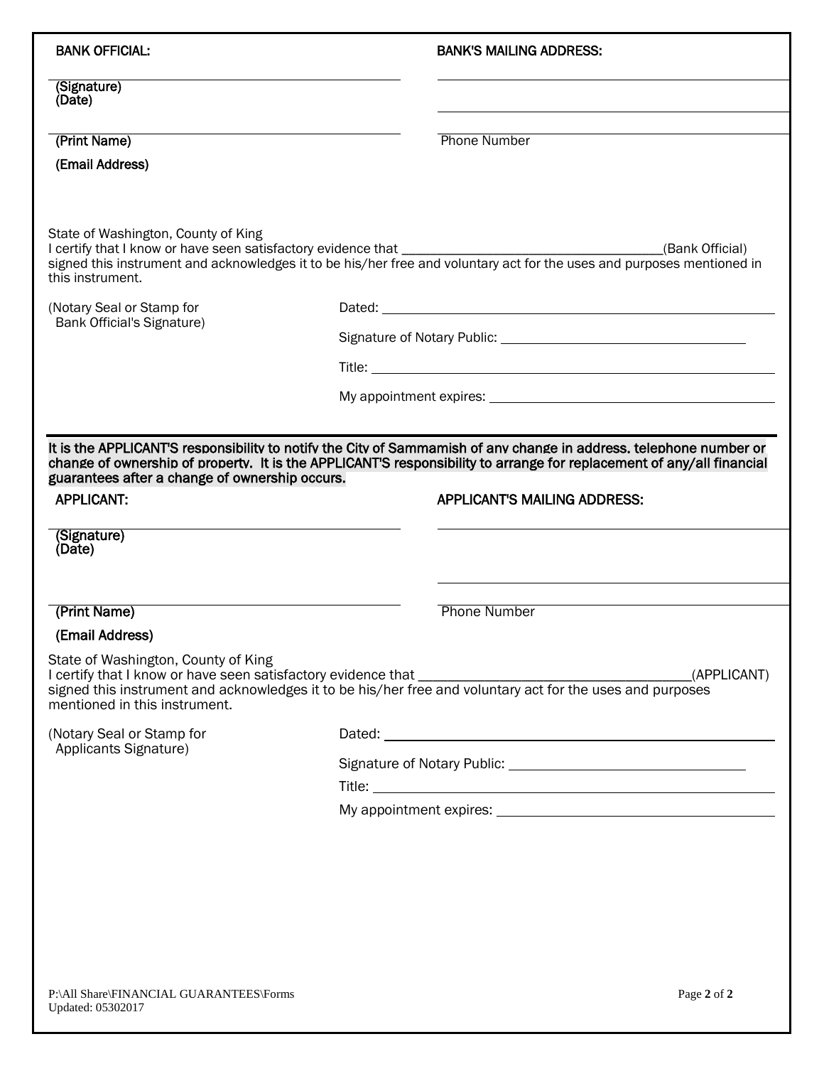**BANK OFFICIAL:**

\_\_\_\_\_\_\_\_\_\_\_\_\_\_\_\_\_\_\_\_\_\_\_\_\_\_\_\_\_\_\_\_\_\_\_\_\_\_\_\_
(Signature)
(Date)

\_\_\_\_\_\_\_\_\_\_\_\_\_\_\_\_\_\_\_\_\_\_\_\_\_\_\_\_\_\_\_\_\_\_\_\_\_\_\_\_
(Print Name)

(Email Address)

**BANK'S MAILING ADDRESS:**

\_\_\_\_\_\_\_\_\_\_\_\_\_\_\_\_\_\_\_\_\_\_\_\_\_\_\_\_\_\_\_\_\_\_\_\_\_\_\_\_

\_\_\_\_\_\_\_\_\_\_\_\_\_\_\_\_\_\_\_\_\_\_\_\_\_\_\_\_\_\_\_\_\_\_\_\_\_\_\_\_

\_\_\_\_\_\_\_\_\_\_\_\_\_\_\_\_\_\_\_\_\_\_\_\_\_\_\_\_\_\_\_\_\_\_\_\_\_\_\_\_
Phone Number

State of Washington, County of King
I certify that I know or have seen satisfactory evidence that \_\_\_\_\_\_\_\_\_\_\_\_\_\_\_\_\_\_\_\_\_\_\_\_\_\_\_\_\_\_\_\_\_\_\_\_\_(Bank Official) signed this instrument and acknowledges it to be his/her free and voluntary act for the uses and purposes mentioned in this instrument.

(Notary Seal or Stamp for Bank Official's Signature)

Dated: \_\_\_\_\_\_\_\_\_\_\_\_\_\_\_\_\_\_\_\_\_\_\_\_\_\_\_\_\_\_\_\_\_\_\_\_\_\_\_\_

Signature of Notary Public: \_\_\_\_\_\_\_\_\_\_\_\_\_\_\_\_\_\_\_\_\_\_\_\_\_\_\_\_\_\_

Title: \_\_\_\_\_\_\_\_\_\_\_\_\_\_\_\_\_\_\_\_\_\_\_\_\_\_\_\_\_\_\_\_\_\_\_\_\_\_\_\_

My appointment expires: \_\_\_\_\_\_\_\_\_\_\_\_\_\_\_\_\_\_\_\_\_\_\_\_\_\_\_\_\_\_\_\_

---

**It is the APPLICANT'S responsibility to notify the City of Sammamish of any change in address, telephone number or change of ownership of property. It is the APPLICANT'S responsibility to arrange for replacement of any/all financial guarantees after a change of ownership occurs.**

**APPLICANT:**

\_\_\_\_\_\_\_\_\_\_\_\_\_\_\_\_\_\_\_\_\_\_\_\_\_\_\_\_\_\_\_\_\_\_\_\_\_\_\_\_
(Signature)
(Date)

\_\_\_\_\_\_\_\_\_\_\_\_\_\_\_\_\_\_\_\_\_\_\_\_\_\_\_\_\_\_\_\_\_\_\_\_\_\_\_\_
(Print Name)

(Email Address)

**APPLICANT'S MAILING ADDRESS:**

\_\_\_\_\_\_\_\_\_\_\_\_\_\_\_\_\_\_\_\_\_\_\_\_\_\_\_\_\_\_\_\_\_\_\_\_\_\_\_\_

\_\_\_\_\_\_\_\_\_\_\_\_\_\_\_\_\_\_\_\_\_\_\_\_\_\_\_\_\_\_\_\_\_\_\_\_\_\_\_\_

\_\_\_\_\_\_\_\_\_\_\_\_\_\_\_\_\_\_\_\_\_\_\_\_\_\_\_\_\_\_\_\_\_\_\_\_\_\_\_\_
Phone Number

State of Washington, County of King
I certify that I know or have seen satisfactory evidence that \_\_\_\_\_\_\_\_\_\_\_\_\_\_\_\_\_\_\_\_\_\_\_\_\_\_\_\_\_\_\_\_\_\_\_\_\_(APPLICANT) signed this instrument and acknowledges it to be his/her free and voluntary act for the uses and purposes mentioned in this instrument.

(Notary Seal or Stamp for Applicants Signature)

Dated: \_\_\_\_\_\_\_\_\_\_\_\_\_\_\_\_\_\_\_\_\_\_\_\_\_\_\_\_\_\_\_\_\_\_\_\_\_\_\_\_

Signature of Notary Public: \_\_\_\_\_\_\_\_\_\_\_\_\_\_\_\_\_\_\_\_\_\_\_\_\_\_\_\_\_\_

Title: \_\_\_\_\_\_\_\_\_\_\_\_\_\_\_\_\_\_\_\_\_\_\_\_\_\_\_\_\_\_\_\_\_\_\_\_\_\_\_\_

My appointment expires: \_\_\_\_\_\_\_\_\_\_\_\_\_\_\_\_\_\_\_\_\_\_\_\_\_\_\_\_\_\_\_\_

P:\All Share\FINANCIAL GUARANTEES\Forms
Updated: 05302017